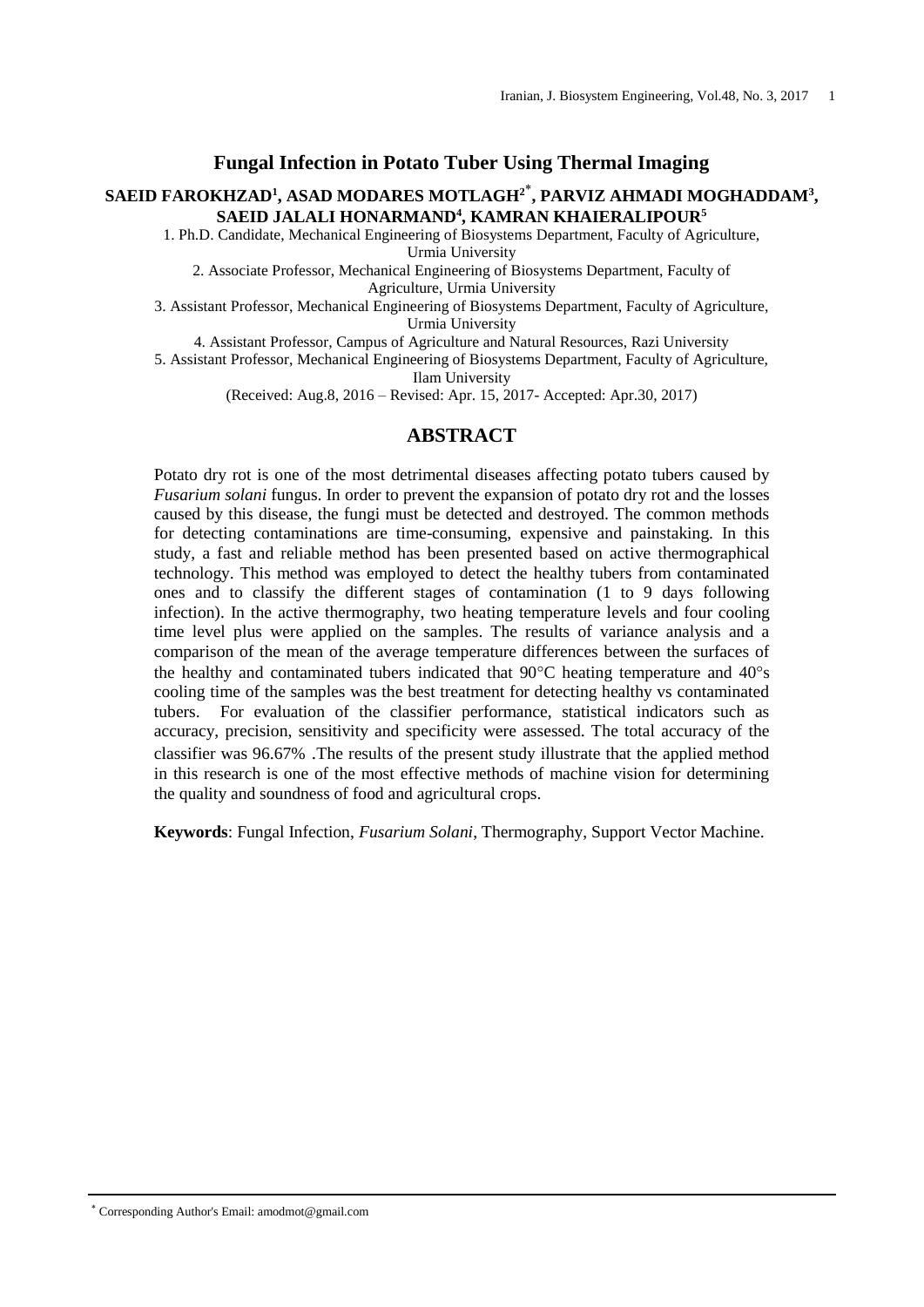# Fungal Infection in Potato Tuber Using Thermal Imaging

**SAEID FAROKHZAD[1], ASAD MODARES MOTLAGH[2*], PARVIZ AHMADI MOGHADDAM[3], SAEID JALALI HONARMAND[4], KAMRAN KHAIERALIPOUR[5]**

1. Ph.D. Candidate, Mechanical Engineering of Biosystems Department, Faculty of Agriculture, Urmia University
2. Associate Professor, Mechanical Engineering of Biosystems Department, Faculty of Agriculture, Urmia University
3. Assistant Professor, Mechanical Engineering of Biosystems Department, Faculty of Agriculture, Urmia University
4. Assistant Professor, Campus of Agriculture and Natural Resources, Razi University
5. Assistant Professor, Mechanical Engineering of Biosystems Department, Faculty of Agriculture, Ilam University

(Received: Aug.8, 2016 – Revised: Apr. 15, 2017- Accepted: Apr.30, 2017)

## ABSTRACT

Potato dry rot is one of the most detrimental diseases affecting potato tubers caused by *Fusarium solani* fungus. In order to prevent the expansion of potato dry rot and the losses caused by this disease, the fungi must be detected and destroyed. The common methods for detecting contaminations are time-consuming, expensive and painstaking. In this study, a fast and reliable method has been presented based on active thermographical technology. This method was employed to detect the healthy tubers from contaminated ones and to classify the different stages of contamination (1 to 9 days following infection). In the active thermography, two heating temperature levels and four cooling time level plus were applied on the samples. The results of variance analysis and a comparison of the mean of the average temperature differences between the surfaces of the healthy and contaminated tubers indicated that 90°C heating temperature and 40°s cooling time of the samples was the best treatment for detecting healthy vs contaminated tubers. For evaluation of the classifier performance, statistical indicators such as accuracy, precision, sensitivity and specificity were assessed. The total accuracy of the classifier was 96.67% .The results of the present study illustrate that the applied method in this research is one of the most effective methods of machine vision for determining the quality and soundness of food and agricultural crops.

**Keywords**: Fungal Infection, *Fusarium Solani*, Thermography, Support Vector Machine.

---

* Corresponding Author's Email: amodmot@gmail.com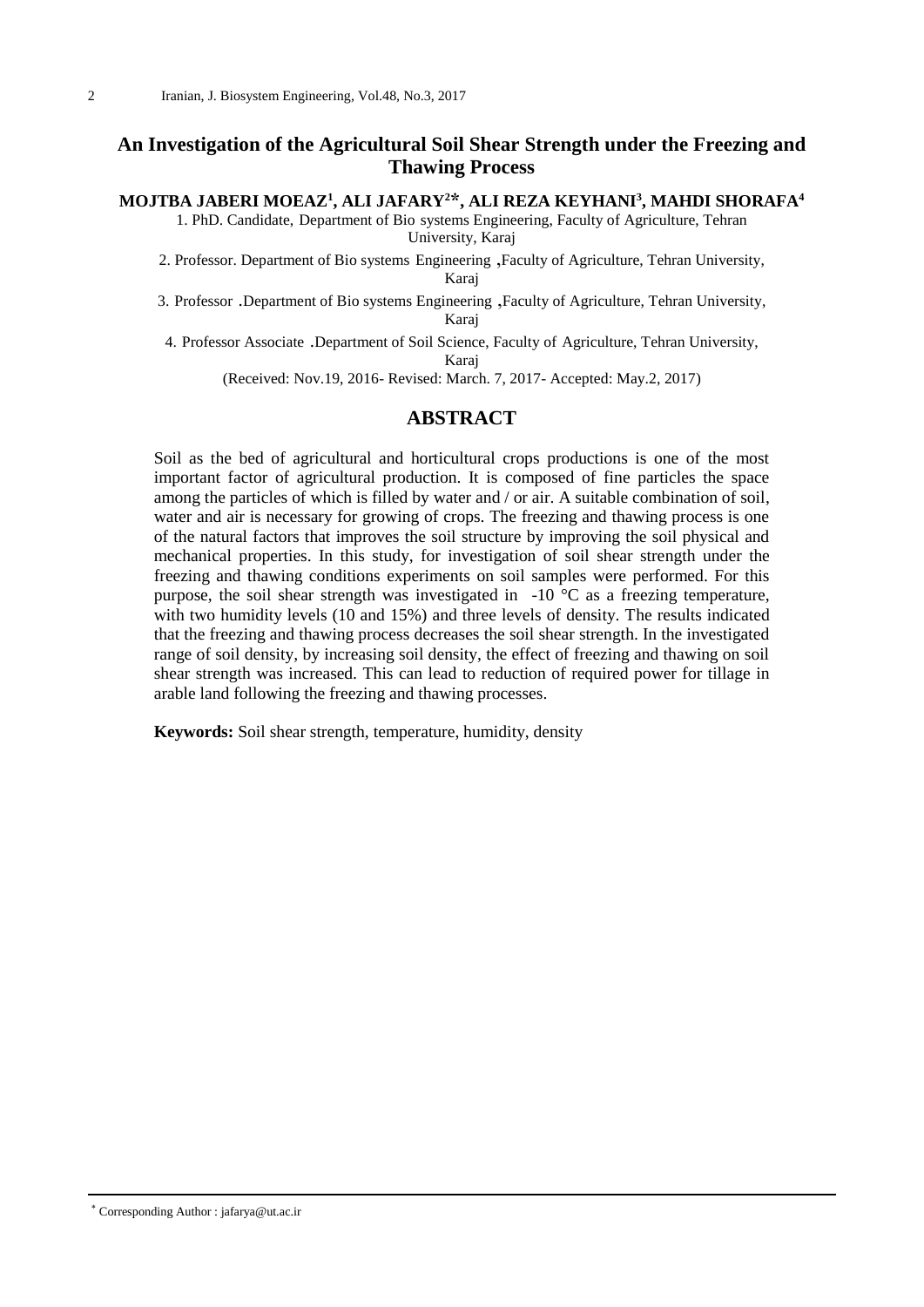# An Investigation of the Agricultural Soil Shear Strength under the Freezing and Thawing Process

**MOJTBA JABERI MOEAZ[1], ALI JAFARY[2*], ALI REZA KEYHANI[3], MAHDI SHORAFA[4]**

1. PhD. Candidate, Department of Bio systems Engineering, Faculty of Agriculture, Tehran University, Karaj
2. Professor. Department of Bio systems Engineering ,Faculty of Agriculture, Tehran University, Karaj
3. Professor .Department of Bio systems Engineering ,Faculty of Agriculture, Tehran University, Karaj
4. Professor Associate .Department of Soil Science, Faculty of Agriculture, Tehran University, Karaj

(Received: Nov.19, 2016- Revised: March. 7, 2017- Accepted: May.2, 2017)

## ABSTRACT

Soil as the bed of agricultural and horticultural crops productions is one of the most important factor of agricultural production. It is composed of fine particles the space among the particles of which is filled by water and / or air. A suitable combination of soil, water and air is necessary for growing of crops. The freezing and thawing process is one of the natural factors that improves the soil structure by improving the soil physical and mechanical properties. In this study, for investigation of soil shear strength under the freezing and thawing conditions experiments on soil samples were performed. For this purpose, the soil shear strength was investigated in -10 °C as a freezing temperature, with two humidity levels (10 and 15%) and three levels of density. The results indicated that the freezing and thawing process decreases the soil shear strength. In the investigated range of soil density, by increasing soil density, the effect of freezing and thawing on soil shear strength was increased. This can lead to reduction of required power for tillage in arable land following the freezing and thawing processes.

**Keywords:** Soil shear strength, temperature, humidity, density

* Corresponding Author : jafarya@ut.ac.ir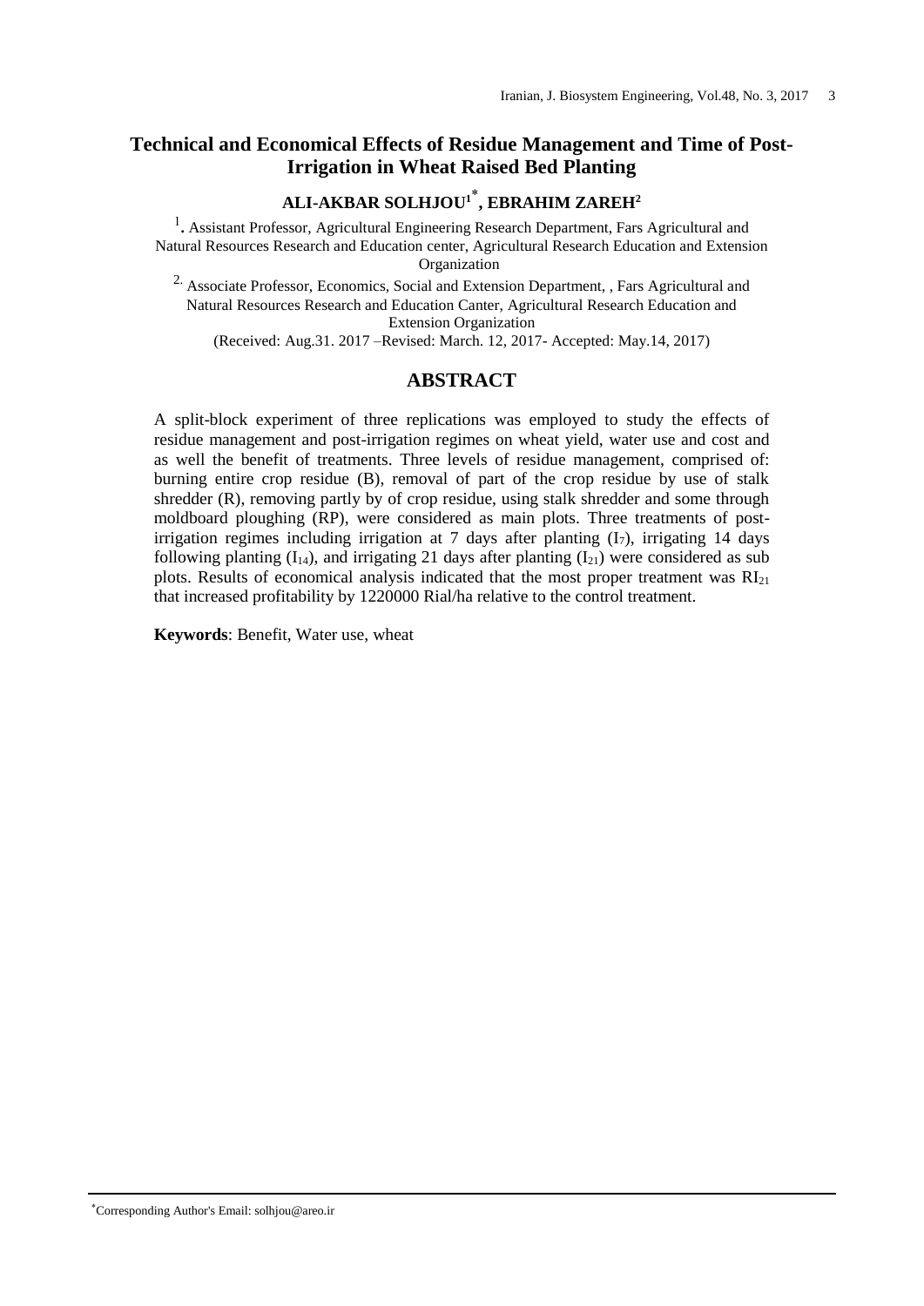# Technical and Economical Effects of Residue Management and Time of Post-Irrigation in Wheat Raised Bed Planting

**ALI-AKBAR SOLHJOU[1]*, EBRAHIM ZAREH[2]**

[1]. Assistant Professor, Agricultural Engineering Research Department, Fars Agricultural and Natural Resources Research and Education center, Agricultural Research Education and Extension Organization

[2]. Associate Professor, Economics, Social and Extension Department, , Fars Agricultural and Natural Resources Research and Education Canter, Agricultural Research Education and Extension Organization

(Received: Aug.31. 2017 –Revised: March. 12, 2017- Accepted: May.14, 2017)

## ABSTRACT

A split-block experiment of three replications was employed to study the effects of residue management and post-irrigation regimes on wheat yield, water use and cost and as well the benefit of treatments. Three levels of residue management, comprised of: burning entire crop residue (B), removal of part of the crop residue by use of stalk shredder (R), removing partly by of crop residue, using stalk shredder and some through moldboard ploughing (RP), were considered as main plots. Three treatments of post-irrigation regimes including irrigation at 7 days after planting ($I_7$), irrigating 14 days following planting ($I_{14}$), and irrigating 21 days after planting ($I_{21}$) were considered as sub plots. Results of economical analysis indicated that the most proper treatment was $RI_{21}$ that increased profitability by 1220000 Rial/ha relative to the control treatment.

**Keywords**: Benefit, Water use, wheat

---

*Corresponding Author's Email: solhjou@areo.ir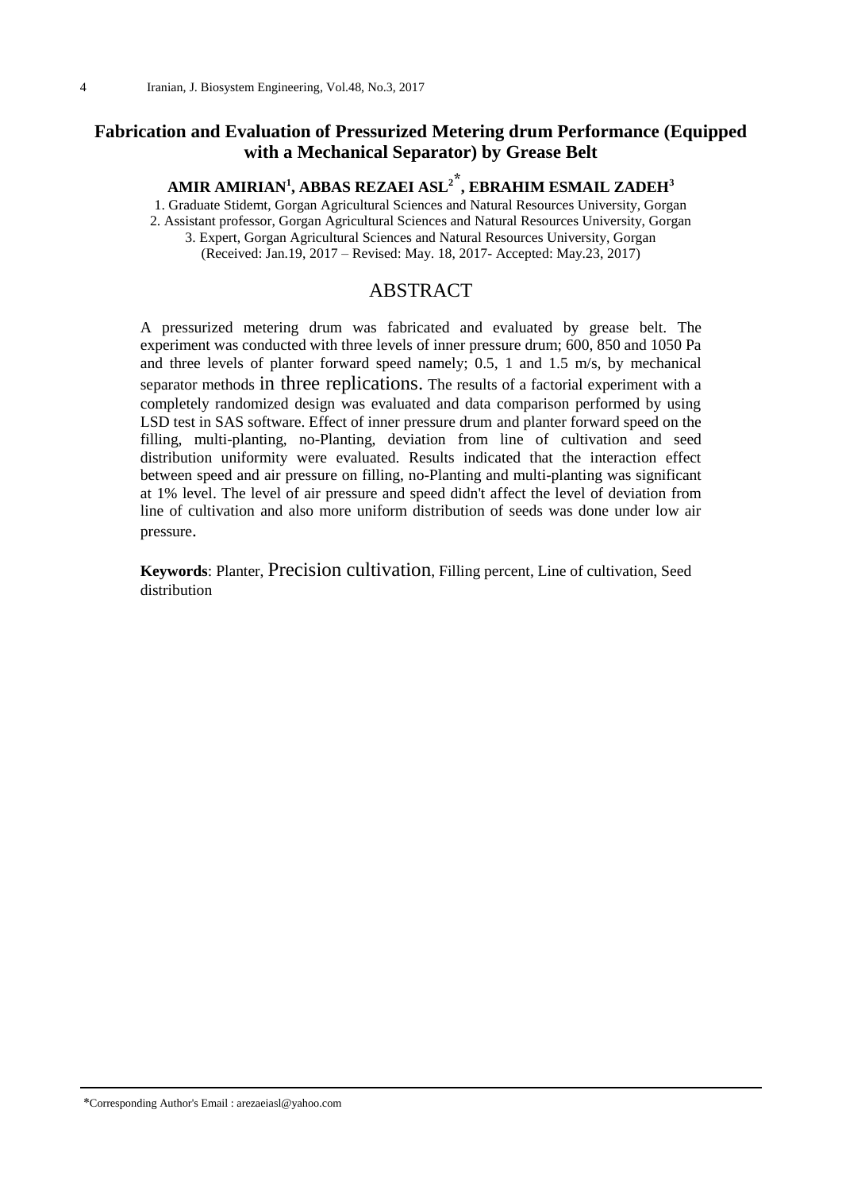# Fabrication and Evaluation of Pressurized Metering drum Performance (Equipped with a Mechanical Separator) by Grease Belt

**AMIR AMIRIAN[1], ABBAS REZAEI ASL[2*], EBRAHIM ESMAIL ZADEH[3]**

1. Graduate Stidemt, Gorgan Agricultural Sciences and Natural Resources University, Gorgan
2. Assistant professor, Gorgan Agricultural Sciences and Natural Resources University, Gorgan
3. Expert, Gorgan Agricultural Sciences and Natural Resources University, Gorgan

(Received: Jan.19, 2017 – Revised: May. 18, 2017- Accepted: May.23, 2017)

## ABSTRACT

A pressurized metering drum was fabricated and evaluated by grease belt. The experiment was conducted with three levels of inner pressure drum; 600, 850 and 1050 Pa and three levels of planter forward speed namely; 0.5, 1 and 1.5 m/s, by mechanical separator methods in three replications. The results of a factorial experiment with a completely randomized design was evaluated and data comparison performed by using LSD test in SAS software. Effect of inner pressure drum and planter forward speed on the filling, multi-planting, no-Planting, deviation from line of cultivation and seed distribution uniformity were evaluated. Results indicated that the interaction effect between speed and air pressure on filling, no-Planting and multi-planting was significant at 1% level. The level of air pressure and speed didn't affect the level of deviation from line of cultivation and also more uniform distribution of seeds was done under low air pressure.

**Keywords**: Planter, Precision cultivation, Filling percent, Line of cultivation, Seed distribution

*Corresponding Author's Email : arezaeiasl@yahoo.com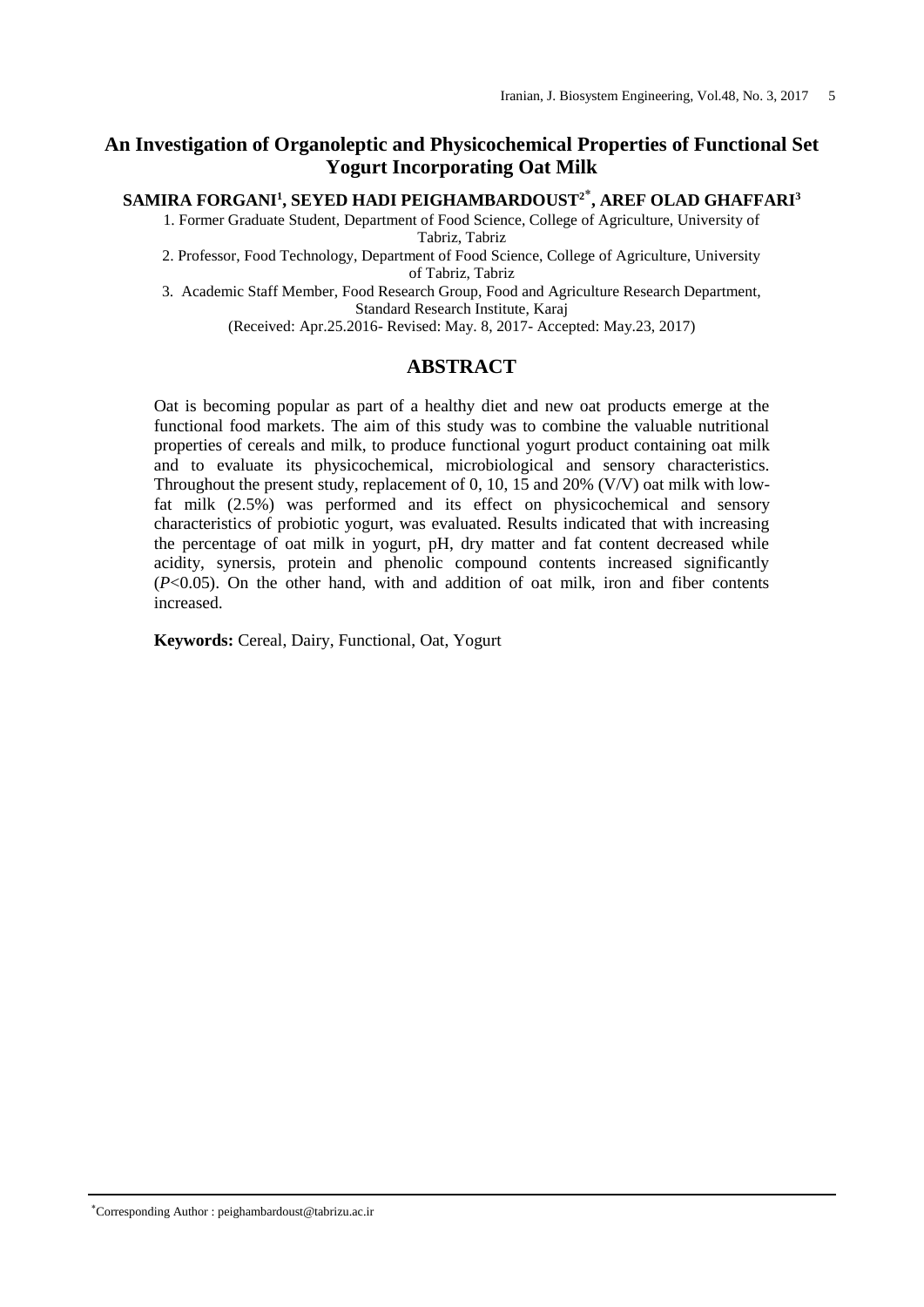# An Investigation of Organoleptic and Physicochemical Properties of Functional Set Yogurt Incorporating Oat Milk

**SAMIRA FORGANI[1], SEYED HADI PEIGHAMBARDOUST[2*], AREF OLAD GHAFFARI[3]**

1. Former Graduate Student, Department of Food Science, College of Agriculture, University of Tabriz, Tabriz
2. Professor, Food Technology, Department of Food Science, College of Agriculture, University of Tabriz, Tabriz
3. Academic Staff Member, Food Research Group, Food and Agriculture Research Department, Standard Research Institute, Karaj

(Received: Apr.25.2016- Revised: May. 8, 2017- Accepted: May.23, 2017)

## ABSTRACT

Oat is becoming popular as part of a healthy diet and new oat products emerge at the functional food markets. The aim of this study was to combine the valuable nutritional properties of cereals and milk, to produce functional yogurt product containing oat milk and to evaluate its physicochemical, microbiological and sensory characteristics. Throughout the present study, replacement of 0, 10, 15 and 20% (V/V) oat milk with low-fat milk (2.5%) was performed and its effect on physicochemical and sensory characteristics of probiotic yogurt, was evaluated. Results indicated that with increasing the percentage of oat milk in yogurt, pH, dry matter and fat content decreased while acidity, synersis, protein and phenolic compound contents increased significantly ($P<0.05$). On the other hand, with and addition of oat milk, iron and fiber contents increased.

**Keywords:** Cereal, Dairy, Functional, Oat, Yogurt

[*]Corresponding Author : peighambardoust@tabrizu.ac.ir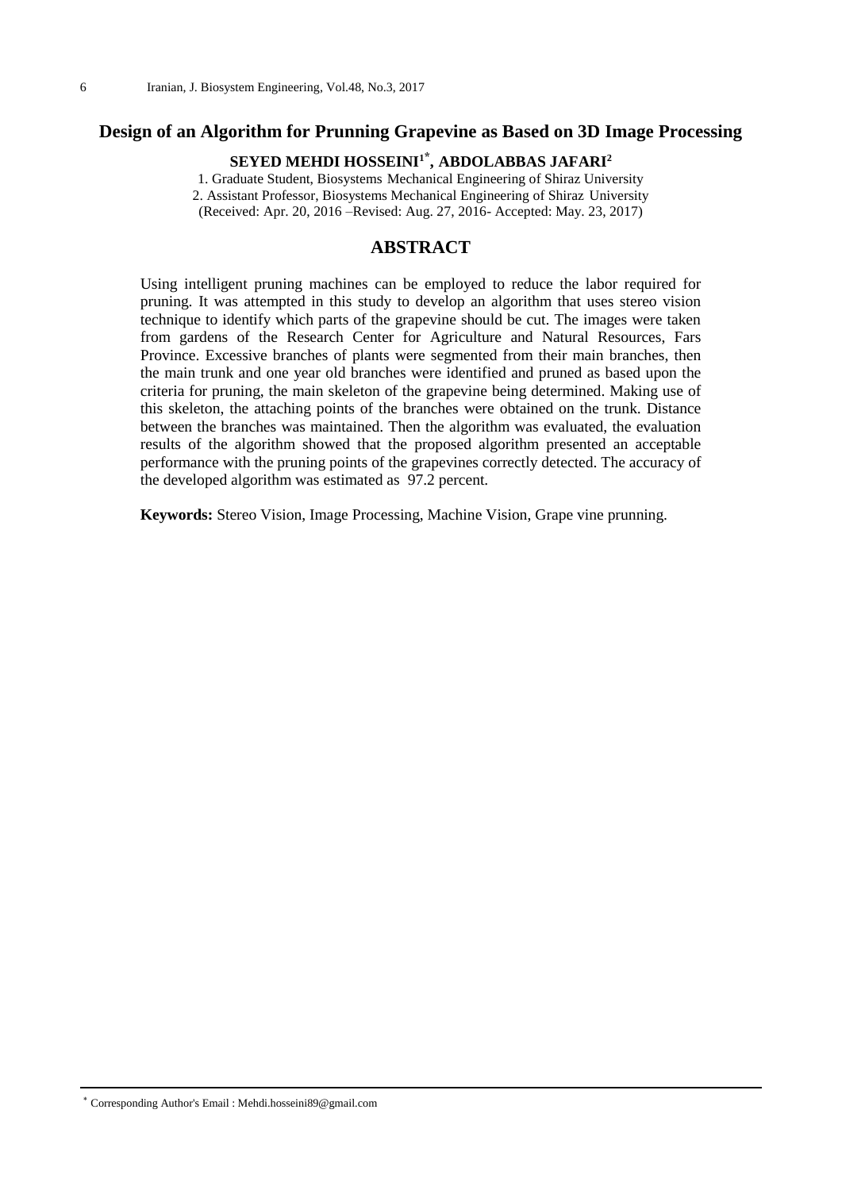# Design of an Algorithm for Prunning Grapevine as Based on 3D Image Processing

**SEYED MEHDI HOSSEINI[1*], ABDOLABBAS JAFARI[2]**

1. Graduate Student, Biosystems Mechanical Engineering of Shiraz University
2. Assistant Professor, Biosystems Mechanical Engineering of Shiraz University

(Received: Apr. 20, 2016 –Revised: Aug. 27, 2016- Accepted: May. 23, 2017)

## ABSTRACT

Using intelligent pruning machines can be employed to reduce the labor required for pruning. It was attempted in this study to develop an algorithm that uses stereo vision technique to identify which parts of the grapevine should be cut. The images were taken from gardens of the Research Center for Agriculture and Natural Resources, Fars Province. Excessive branches of plants were segmented from their main branches, then the main trunk and one year old branches were identified and pruned as based upon the criteria for pruning, the main skeleton of the grapevine being determined. Making use of this skeleton, the attaching points of the branches were obtained on the trunk. Distance between the branches was maintained. Then the algorithm was evaluated, the evaluation results of the algorithm showed that the proposed algorithm presented an acceptable performance with the pruning points of the grapevines correctly detected. The accuracy of the developed algorithm was estimated as 97.2 percent.

**Keywords:** Stereo Vision, Image Processing, Machine Vision, Grape vine prunning.

---

[*] Corresponding Author's Email : Mehdi.hosseini89@gmail.com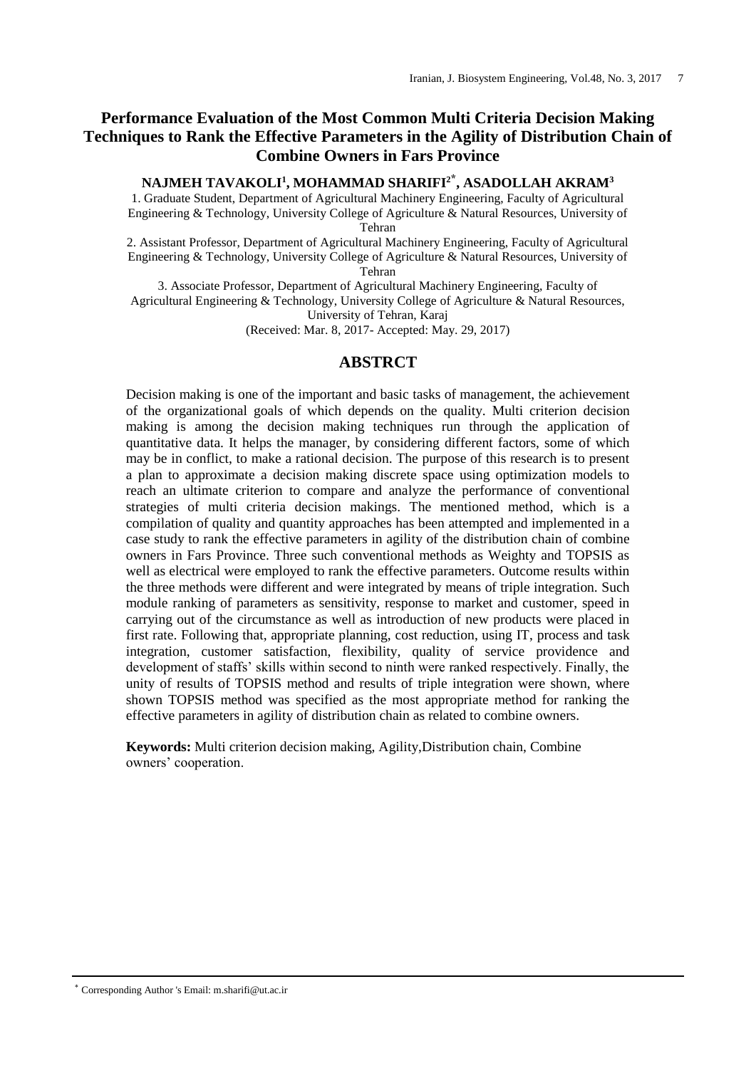# Performance Evaluation of the Most Common Multi Criteria Decision Making Techniques to Rank the Effective Parameters in the Agility of Distribution Chain of Combine Owners in Fars Province

**NAJMEH TAVAKOLI[1], MOHAMMAD SHARIFI[2*], ASADOLLAH AKRAM[3]**

1. Graduate Student, Department of Agricultural Machinery Engineering, Faculty of Agricultural Engineering & Technology, University College of Agriculture & Natural Resources, University of Tehran
2. Assistant Professor, Department of Agricultural Machinery Engineering, Faculty of Agricultural Engineering & Technology, University College of Agriculture & Natural Resources, University of Tehran
3. Associate Professor, Department of Agricultural Machinery Engineering, Faculty of Agricultural Engineering & Technology, University College of Agriculture & Natural Resources, University of Tehran, Karaj

(Received: Mar. 8, 2017- Accepted: May. 29, 2017)

## ABSTRCT

Decision making is one of the important and basic tasks of management, the achievement of the organizational goals of which depends on the quality. Multi criterion decision making is among the decision making techniques run through the application of quantitative data. It helps the manager, by considering different factors, some of which may be in conflict, to make a rational decision. The purpose of this research is to present a plan to approximate a decision making discrete space using optimization models to reach an ultimate criterion to compare and analyze the performance of conventional strategies of multi criteria decision makings. The mentioned method, which is a compilation of quality and quantity approaches has been attempted and implemented in a case study to rank the effective parameters in agility of the distribution chain of combine owners in Fars Province. Three such conventional methods as Weighty and TOPSIS as well as electrical were employed to rank the effective parameters. Outcome results within the three methods were different and were integrated by means of triple integration. Such module ranking of parameters as sensitivity, response to market and customer, speed in carrying out of the circumstance as well as introduction of new products were placed in first rate. Following that, appropriate planning, cost reduction, using IT, process and task integration, customer satisfaction, flexibility, quality of service providence and development of staffs' skills within second to ninth were ranked respectively. Finally, the unity of results of TOPSIS method and results of triple integration were shown, where shown TOPSIS method was specified as the most appropriate method for ranking the effective parameters in agility of distribution chain as related to combine owners.

**Keywords:** Multi criterion decision making, Agility,Distribution chain, Combine owners' cooperation.

[*] Corresponding Author 's Email: m.sharifi@ut.ac.ir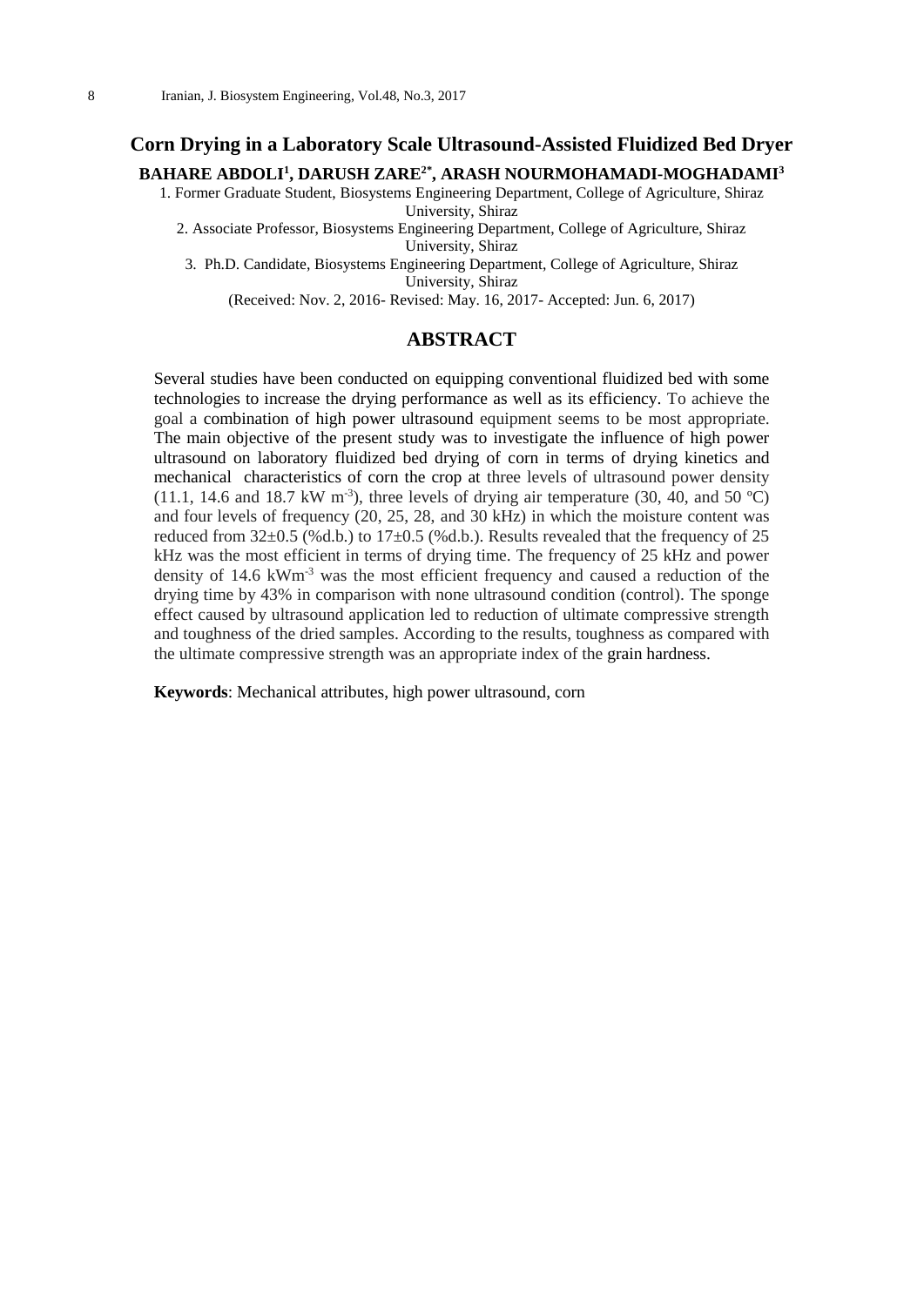# Corn Drying in a Laboratory Scale Ultrasound-Assisted Fluidized Bed Dryer

**BAHARE ABDOLI[1], DARUSH ZARE[2*], ARASH NOURMOHAMADI-MOGHADAMI[3]**

1. Former Graduate Student, Biosystems Engineering Department, College of Agriculture, Shiraz University, Shiraz
2. Associate Professor, Biosystems Engineering Department, College of Agriculture, Shiraz University, Shiraz
3. Ph.D. Candidate, Biosystems Engineering Department, College of Agriculture, Shiraz University, Shiraz

(Received: Nov. 2, 2016- Revised: May. 16, 2017- Accepted: Jun. 6, 2017)

## ABSTRACT

Several studies have been conducted on equipping conventional fluidized bed with some technologies to increase the drying performance as well as its efficiency. To achieve the goal a combination of high power ultrasound equipment seems to be most appropriate. The main objective of the present study was to investigate the influence of high power ultrasound on laboratory fluidized bed drying of corn in terms of drying kinetics and mechanical characteristics of corn the crop at three levels of ultrasound power density (11.1, 14.6 and 18.7 kW $m^{-3}$), three levels of drying air temperature (30, 40, and 50 ºC) and four levels of frequency (20, 25, 28, and 30 kHz) in which the moisture content was reduced from 32±0.5 (%d.b.) to 17±0.5 (%d.b.). Results revealed that the frequency of 25 kHz was the most efficient in terms of drying time. The frequency of 25 kHz and power density of 14.6 $kWm^{-3}$ was the most efficient frequency and caused a reduction of the drying time by 43% in comparison with none ultrasound condition (control). The sponge effect caused by ultrasound application led to reduction of ultimate compressive strength and toughness of the dried samples. According to the results, toughness as compared with the ultimate compressive strength was an appropriate index of the grain hardness.

**Keywords**: Mechanical attributes, high power ultrasound, corn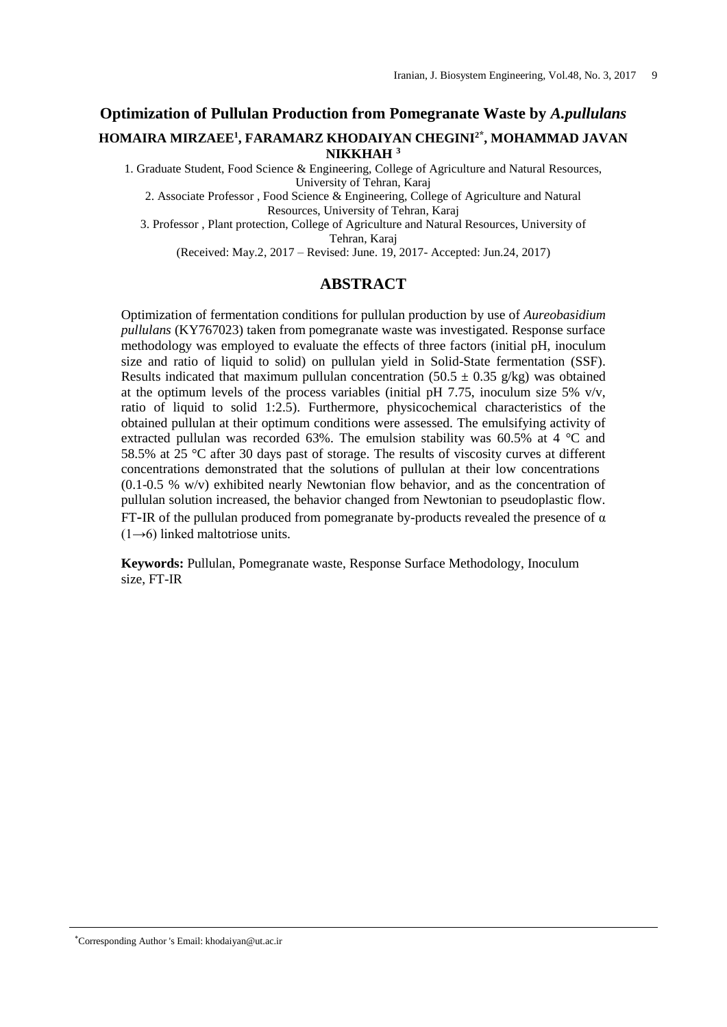# Optimization of Pullulan Production from Pomegranate Waste by *A.pullulans*

**HOMAIRA MIRZAEE[1], FARAMARZ KHODAIYAN CHEGINI[2*], MOHAMMAD JAVAN NIKKHAH [3]**

1. Graduate Student, Food Science & Engineering, College of Agriculture and Natural Resources, University of Tehran, Karaj
2. Associate Professor , Food Science & Engineering, College of Agriculture and Natural Resources, University of Tehran, Karaj
3. Professor , Plant protection, College of Agriculture and Natural Resources, University of Tehran, Karaj

(Received: May.2, 2017 – Revised: June. 19, 2017- Accepted: Jun.24, 2017)

## ABSTRACT

Optimization of fermentation conditions for pullulan production by use of *Aureobasidium pullulans* (KY767023) taken from pomegranate waste was investigated. Response surface methodology was employed to evaluate the effects of three factors (initial pH, inoculum size and ratio of liquid to solid) on pullulan yield in Solid-State fermentation (SSF). Results indicated that maximum pullulan concentration ($50.5 \pm 0.35$ g/kg) was obtained at the optimum levels of the process variables (initial pH 7.75, inoculum size 5% v/v, ratio of liquid to solid 1:2.5). Furthermore, physicochemical characteristics of the obtained pullulan at their optimum conditions were assessed. The emulsifying activity of extracted pullulan was recorded 63%. The emulsion stability was 60.5% at 4 °C and 58.5% at 25 °C after 30 days past of storage. The results of viscosity curves at different concentrations demonstrated that the solutions of pullulan at their low concentrations (0.1-0.5 % w/v) exhibited nearly Newtonian flow behavior, and as the concentration of pullulan solution increased, the behavior changed from Newtonian to pseudoplastic flow. FT-IR of the pullulan produced from pomegranate by-products revealed the presence of $\alpha$ $(1\rightarrow6)$ linked maltotriose units.

**Keywords:** Pullulan, Pomegranate waste, Response Surface Methodology, Inoculum size, FT-IR

*Corresponding Author 's Email: khodaiyan@ut.ac.ir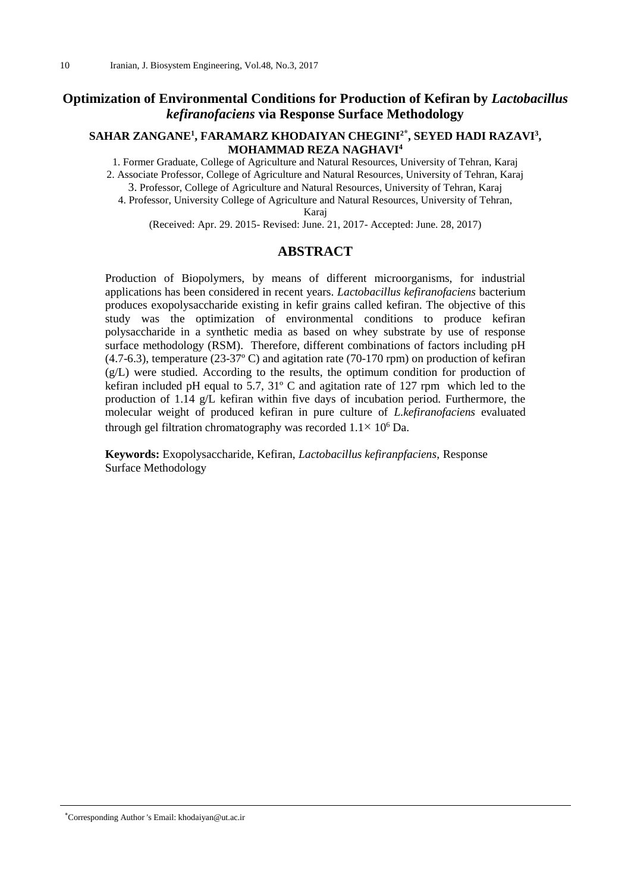# Optimization of Environmental Conditions for Production of Kefiran by *Lactobacillus kefiranofaciens* via Response Surface Methodology

**SAHAR ZANGANE[1], FARAMARZ KHODAIYAN CHEGINI[2*], SEYED HADI RAZAVI[3], MOHAMMAD REZA NAGHAVI[4]**

1. Former Graduate, College of Agriculture and Natural Resources, University of Tehran, Karaj
2. Associate Professor, College of Agriculture and Natural Resources, University of Tehran, Karaj
3. Professor, College of Agriculture and Natural Resources, University of Tehran, Karaj
4. Professor, University College of Agriculture and Natural Resources, University of Tehran, Karaj

(Received: Apr. 29. 2015- Revised: June. 21, 2017- Accepted: June. 28, 2017)

## ABSTRACT

Production of Biopolymers, by means of different microorganisms, for industrial applications has been considered in recent years. *Lactobacillus kefiranofaciens* bacterium produces exopolysaccharide existing in kefir grains called kefiran. The objective of this study was the optimization of environmental conditions to produce kefiran polysaccharide in a synthetic media as based on whey substrate by use of response surface methodology (RSM). Therefore, different combinations of factors including pH (4.7-6.3), temperature (23-37º C) and agitation rate (70-170 rpm) on production of kefiran (g/L) were studied. According to the results, the optimum condition for production of kefiran included pH equal to 5.7, 31º C and agitation rate of 127 rpm which led to the production of 1.14 g/L kefiran within five days of incubation period. Furthermore, the molecular weight of produced kefiran in pure culture of *L.kefiranofaciens* evaluated through gel filtration chromatography was recorded $1.1\times 10^6$ Da.

**Keywords:** Exopolysaccharide, Kefiran, *Lactobacillus kefiranpfaciens*, Response Surface Methodology

*Corresponding Author 's Email: khodaiyan@ut.ac.ir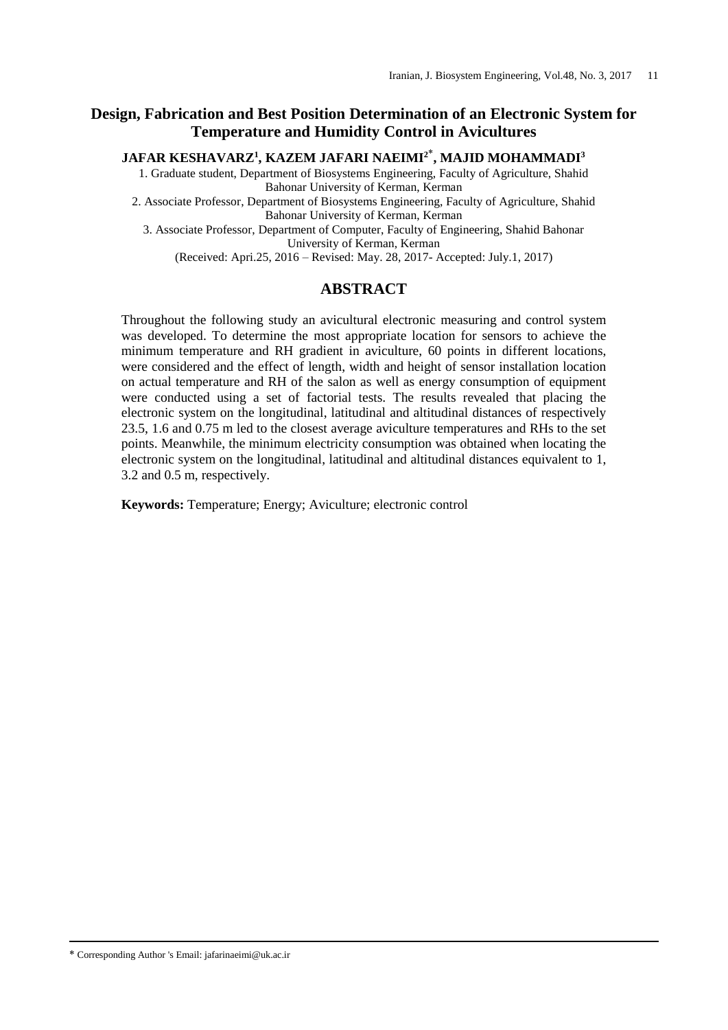# Design, Fabrication and Best Position Determination of an Electronic System for Temperature and Humidity Control in Avicultures

**JAFAR KESHAVARZ[1], KAZEM JAFARI NAEIMI[2*], MAJID MOHAMMADI[3]**

1. Graduate student, Department of Biosystems Engineering, Faculty of Agriculture, Shahid Bahonar University of Kerman, Kerman
2. Associate Professor, Department of Biosystems Engineering, Faculty of Agriculture, Shahid Bahonar University of Kerman, Kerman
3. Associate Professor, Department of Computer, Faculty of Engineering, Shahid Bahonar University of Kerman, Kerman

(Received: Apri.25, 2016 – Revised: May. 28, 2017- Accepted: July.1, 2017)

## ABSTRACT

Throughout the following study an avicultural electronic measuring and control system was developed. To determine the most appropriate location for sensors to achieve the minimum temperature and RH gradient in aviculture, 60 points in different locations, were considered and the effect of length, width and height of sensor installation location on actual temperature and RH of the salon as well as energy consumption of equipment were conducted using a set of factorial tests. The results revealed that placing the electronic system on the longitudinal, latitudinal and altitudinal distances of respectively 23.5, 1.6 and 0.75 m led to the closest average aviculture temperatures and RHs to the set points. Meanwhile, the minimum electricity consumption was obtained when locating the electronic system on the longitudinal, latitudinal and altitudinal distances equivalent to 1, 3.2 and 0.5 m, respectively.

**Keywords:** Temperature; Energy; Aviculture; electronic control

---

* Corresponding Author 's Email: jafarinaeimi@uk.ac.ir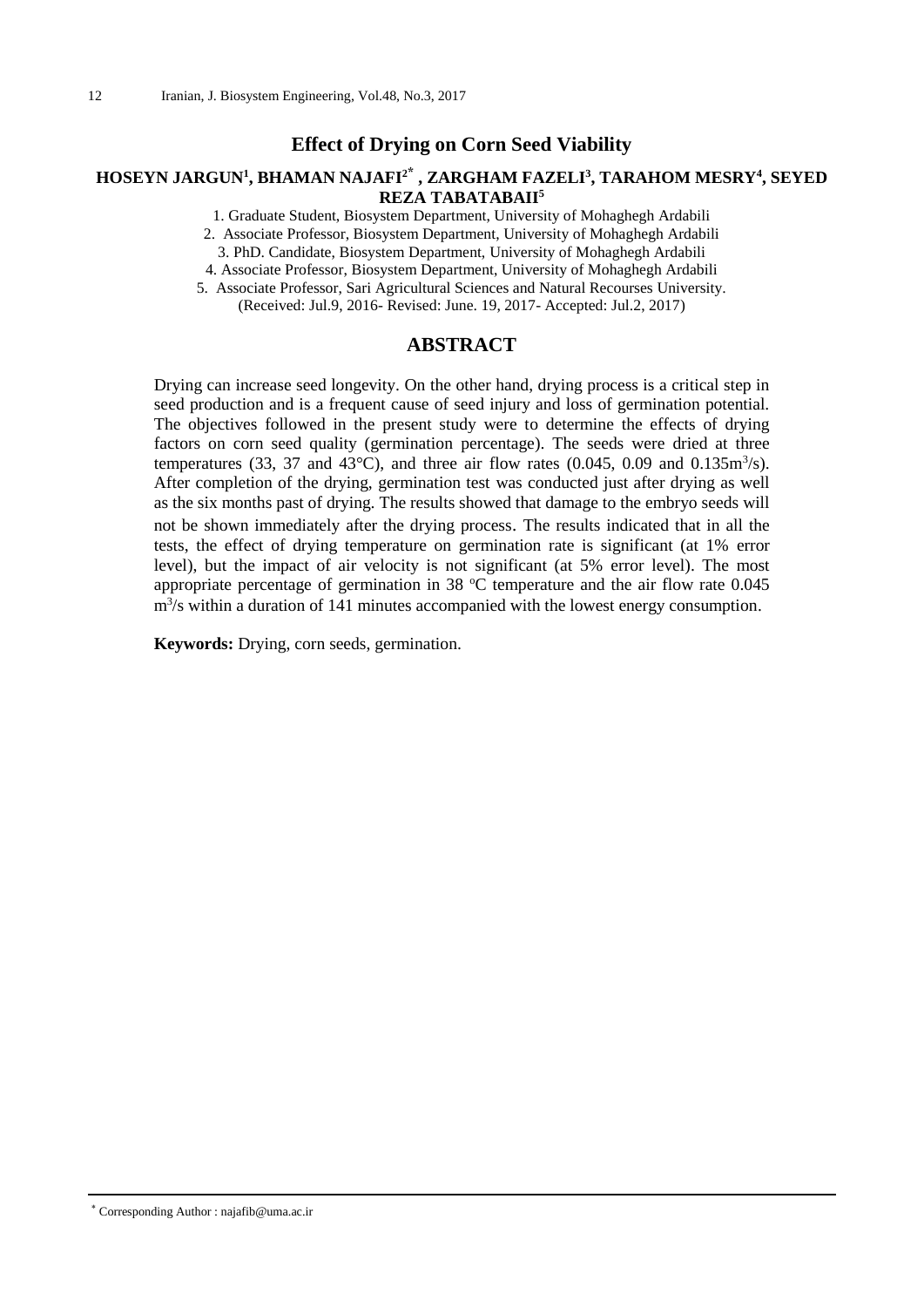# Effect of Drying on Corn Seed Viability

**HOSEYN JARGUN[1], BHAMAN NAJAFI[2*], ZARGHAM FAZELI[3], TARAHOM MESRY[4], SEYED REZA TABATABAII[5]**

1. Graduate Student, Biosystem Department, University of Mohaghegh Ardabili
2. Associate Professor, Biosystem Department, University of Mohaghegh Ardabili
3. PhD. Candidate, Biosystem Department, University of Mohaghegh Ardabili
4. Associate Professor, Biosystem Department, University of Mohaghegh Ardabili
5. Associate Professor, Sari Agricultural Sciences and Natural Recourses University.

(Received: Jul.9, 2016- Revised: June. 19, 2017- Accepted: Jul.2, 2017)

## ABSTRACT

Drying can increase seed longevity. On the other hand, drying process is a critical step in seed production and is a frequent cause of seed injury and loss of germination potential. The objectives followed in the present study were to determine the effects of drying factors on corn seed quality (germination percentage). The seeds were dried at three temperatures (33, 37 and 43°C), and three air flow rates (0.045, 0.09 and $0.135 m^3/s$). After completion of the drying, germination test was conducted just after drying as well as the six months past of drying. The results showed that damage to the embryo seeds will not be shown immediately after the drying process. The results indicated that in all the tests, the effect of drying temperature on germination rate is significant (at 1% error level), but the impact of air velocity is not significant (at 5% error level). The most appropriate percentage of germination in 38 °C temperature and the air flow rate 0.045 $m^3/s$ within a duration of 141 minutes accompanied with the lowest energy consumption.

**Keywords:** Drying, corn seeds, germination.

[*] Corresponding Author : najafib@uma.ac.ir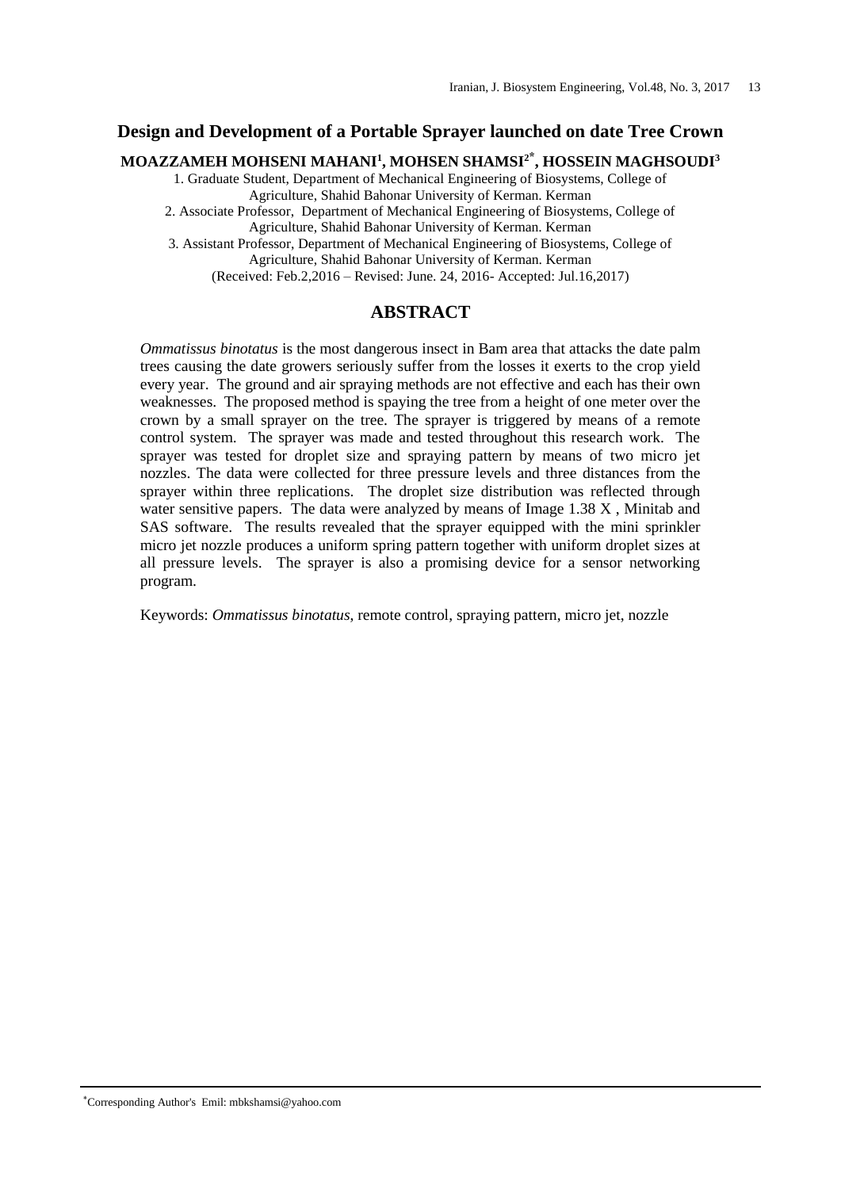# Design and Development of a Portable Sprayer launched on date Tree Crown

**MOAZZAMEH MOHSENI MAHANI[1], MOHSEN SHAMSI[2*], HOSSEIN MAGHSOUDI[3]**

1. Graduate Student, Department of Mechanical Engineering of Biosystems, College of Agriculture, Shahid Bahonar University of Kerman. Kerman
2. Associate Professor, Department of Mechanical Engineering of Biosystems, College of Agriculture, Shahid Bahonar University of Kerman. Kerman
3. Assistant Professor, Department of Mechanical Engineering of Biosystems, College of Agriculture, Shahid Bahonar University of Kerman. Kerman

(Received: Feb.2,2016 – Revised: June. 24, 2016- Accepted: Jul.16,2017)

## ABSTRACT

*Ommatissus binotatus* is the most dangerous insect in Bam area that attacks the date palm trees causing the date growers seriously suffer from the losses it exerts to the crop yield every year. The ground and air spraying methods are not effective and each has their own weaknesses. The proposed method is spaying the tree from a height of one meter over the crown by a small sprayer on the tree. The sprayer is triggered by means of a remote control system. The sprayer was made and tested throughout this research work. The sprayer was tested for droplet size and spraying pattern by means of two micro jet nozzles. The data were collected for three pressure levels and three distances from the sprayer within three replications. The droplet size distribution was reflected through water sensitive papers. The data were analyzed by means of Image 1.38 X , Minitab and SAS software. The results revealed that the sprayer equipped with the mini sprinkler micro jet nozzle produces a uniform spring pattern together with uniform droplet sizes at all pressure levels. The sprayer is also a promising device for a sensor networking program.

Keywords: *Ommatissus binotatus*, remote control, spraying pattern, micro jet, nozzle

[*]Corresponding Author's Emil: mbkshamsi@yahoo.com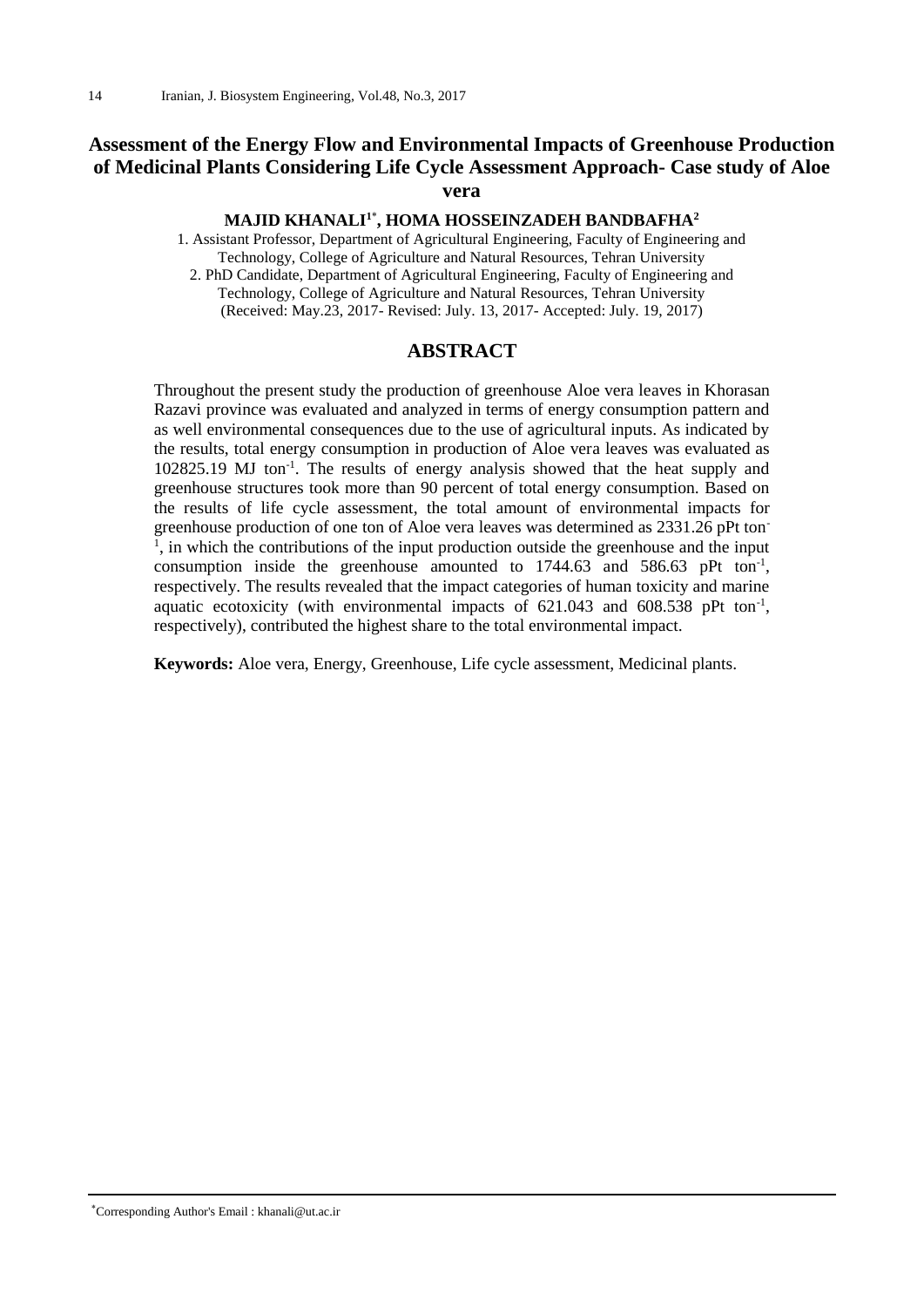# Assessment of the Energy Flow and Environmental Impacts of Greenhouse Production of Medicinal Plants Considering Life Cycle Assessment Approach- Case study of Aloe vera

**MAJID KHANALI[1*], HOMA HOSSEINZADEH BANDBAFHA[2]**

1. Assistant Professor, Department of Agricultural Engineering, Faculty of Engineering and Technology, College of Agriculture and Natural Resources, Tehran University
2. PhD Candidate, Department of Agricultural Engineering, Faculty of Engineering and Technology, College of Agriculture and Natural Resources, Tehran University

(Received: May.23, 2017- Revised: July. 13, 2017- Accepted: July. 19, 2017)

## ABSTRACT

Throughout the present study the production of greenhouse Aloe vera leaves in Khorasan Razavi province was evaluated and analyzed in terms of energy consumption pattern and as well environmental consequences due to the use of agricultural inputs. As indicated by the results, total energy consumption in production of Aloe vera leaves was evaluated as 102825.19 MJ $ton^{-1}$. The results of energy analysis showed that the heat supply and greenhouse structures took more than 90 percent of total energy consumption. Based on the results of life cycle assessment, the total amount of environmental impacts for greenhouse production of one ton of Aloe vera leaves was determined as 2331.26 pPt $ton^{-1}$, in which the contributions of the input production outside the greenhouse and the input consumption inside the greenhouse amounted to 1744.63 and 586.63 pPt $ton^{-1}$, respectively. The results revealed that the impact categories of human toxicity and marine aquatic ecotoxicity (with environmental impacts of 621.043 and 608.538 pPt $ton^{-1}$, respectively), contributed the highest share to the total environmental impact.

**Keywords:** Aloe vera, Energy, Greenhouse, Life cycle assessment, Medicinal plants.

*Corresponding Author's Email : khanali@ut.ac.ir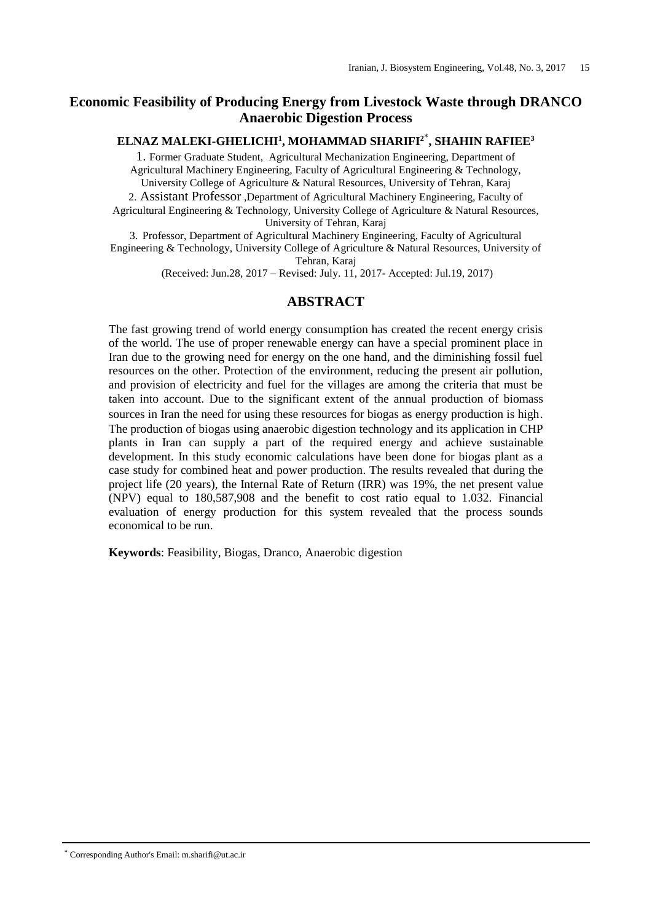# Economic Feasibility of Producing Energy from Livestock Waste through DRANCO Anaerobic Digestion Process

**ELNAZ MALEKI-GHELICHI[1], MOHAMMAD SHARIFI[2*], SHAHIN RAFIEE[3]**

1. Former Graduate Student, Agricultural Mechanization Engineering, Department of Agricultural Machinery Engineering, Faculty of Agricultural Engineering & Technology, University College of Agriculture & Natural Resources, University of Tehran, Karaj

2. Assistant Professor ,Department of Agricultural Machinery Engineering, Faculty of Agricultural Engineering & Technology, University College of Agriculture & Natural Resources, University of Tehran, Karaj

3. Professor, Department of Agricultural Machinery Engineering, Faculty of Agricultural Engineering & Technology, University College of Agriculture & Natural Resources, University of Tehran, Karaj

(Received: Jun.28, 2017 – Revised: July. 11, 2017- Accepted: Jul.19, 2017)

## ABSTRACT

The fast growing trend of world energy consumption has created the recent energy crisis of the world. The use of proper renewable energy can have a special prominent place in Iran due to the growing need for energy on the one hand, and the diminishing fossil fuel resources on the other. Protection of the environment, reducing the present air pollution, and provision of electricity and fuel for the villages are among the criteria that must be taken into account. Due to the significant extent of the annual production of biomass sources in Iran the need for using these resources for biogas as energy production is high. The production of biogas using anaerobic digestion technology and its application in CHP plants in Iran can supply a part of the required energy and achieve sustainable development. In this study economic calculations have been done for biogas plant as a case study for combined heat and power production. The results revealed that during the project life (20 years), the Internal Rate of Return (IRR) was 19%, the net present value (NPV) equal to 180,587,908 and the benefit to cost ratio equal to 1.032. Financial evaluation of energy production for this system revealed that the process sounds economical to be run.

**Keywords**: Feasibility, Biogas, Dranco, Anaerobic digestion

[*] Corresponding Author's Email: m.sharifi@ut.ac.ir